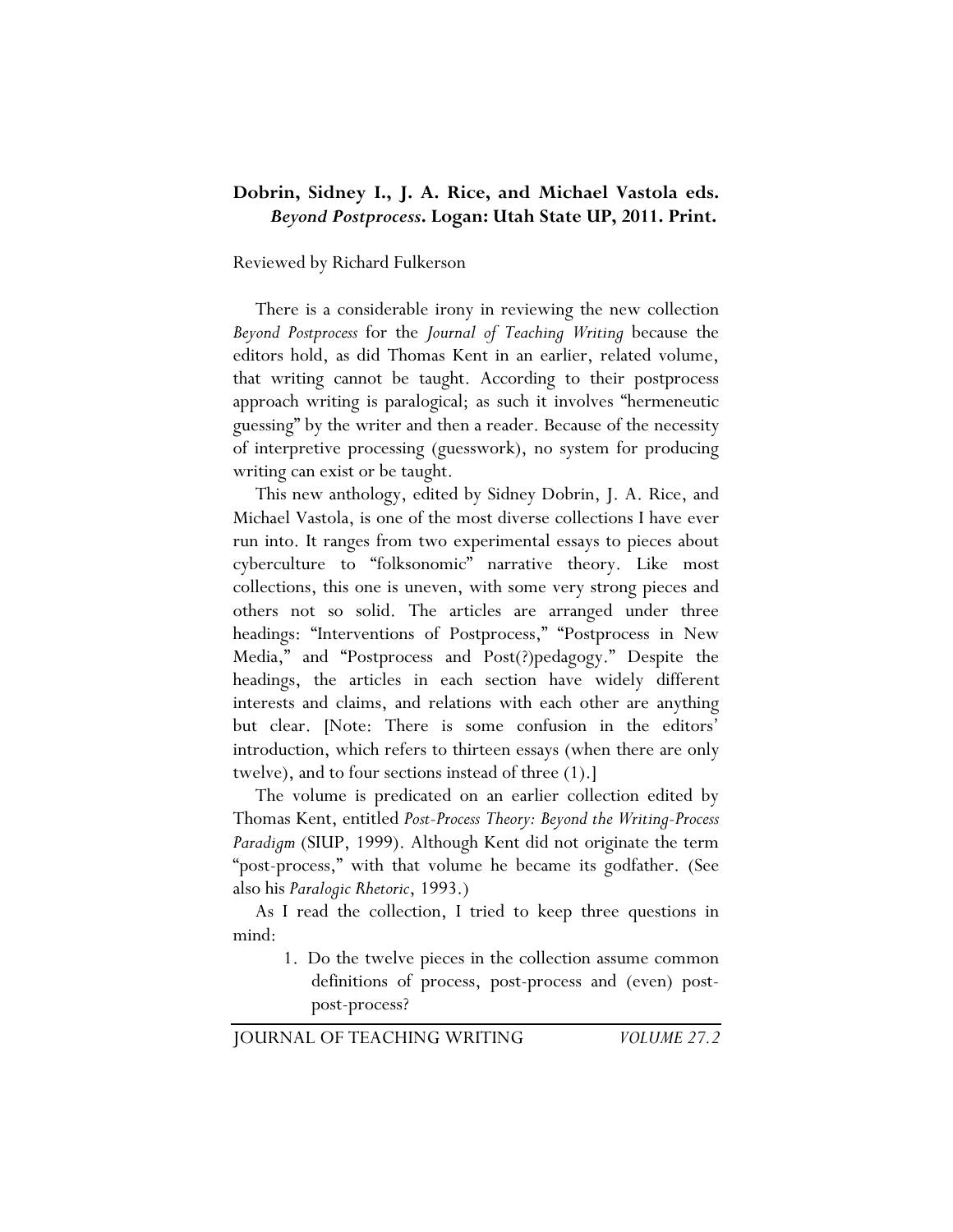**Dobrin, Sidney I., J. A. Rice, and Michael Vastola eds.** ***Beyond Postprocess*****. Logan: Utah State UP, 2011. Print.**

Reviewed by Richard Fulkerson

There is a considerable irony in reviewing the new collection *Beyond Postprocess* for the *Journal of Teaching Writing* because the editors hold, as did Thomas Kent in an earlier, related volume, that writing cannot be taught. According to their postprocess approach writing is paralogical; as such it involves "hermeneutic guessing" by the writer and then a reader. Because of the necessity of interpretive processing (guesswork), no system for producing writing can exist or be taught.

This new anthology, edited by Sidney Dobrin, J. A. Rice, and Michael Vastola, is one of the most diverse collections I have ever run into. It ranges from two experimental essays to pieces about cyberculture to "folksonomic" narrative theory. Like most collections, this one is uneven, with some very strong pieces and others not so solid. The articles are arranged under three headings: "Interventions of Postprocess," "Postprocess in New Media," and "Postprocess and Post(?)pedagogy." Despite the headings, the articles in each section have widely different interests and claims, and relations with each other are anything but clear. [Note: There is some confusion in the editors' introduction, which refers to thirteen essays (when there are only twelve), and to four sections instead of three (1).]

The volume is predicated on an earlier collection edited by Thomas Kent, entitled *Post-Process Theory: Beyond the Writing-Process Paradigm* (SIUP, 1999). Although Kent did not originate the term "post-process," with that volume he became its godfather. (See also his *Paralogic Rhetoric*, 1993.)

As I read the collection, I tried to keep three questions in mind:

1. Do the twelve pieces in the collection assume common definitions of process, post-process and (even) post-post-process?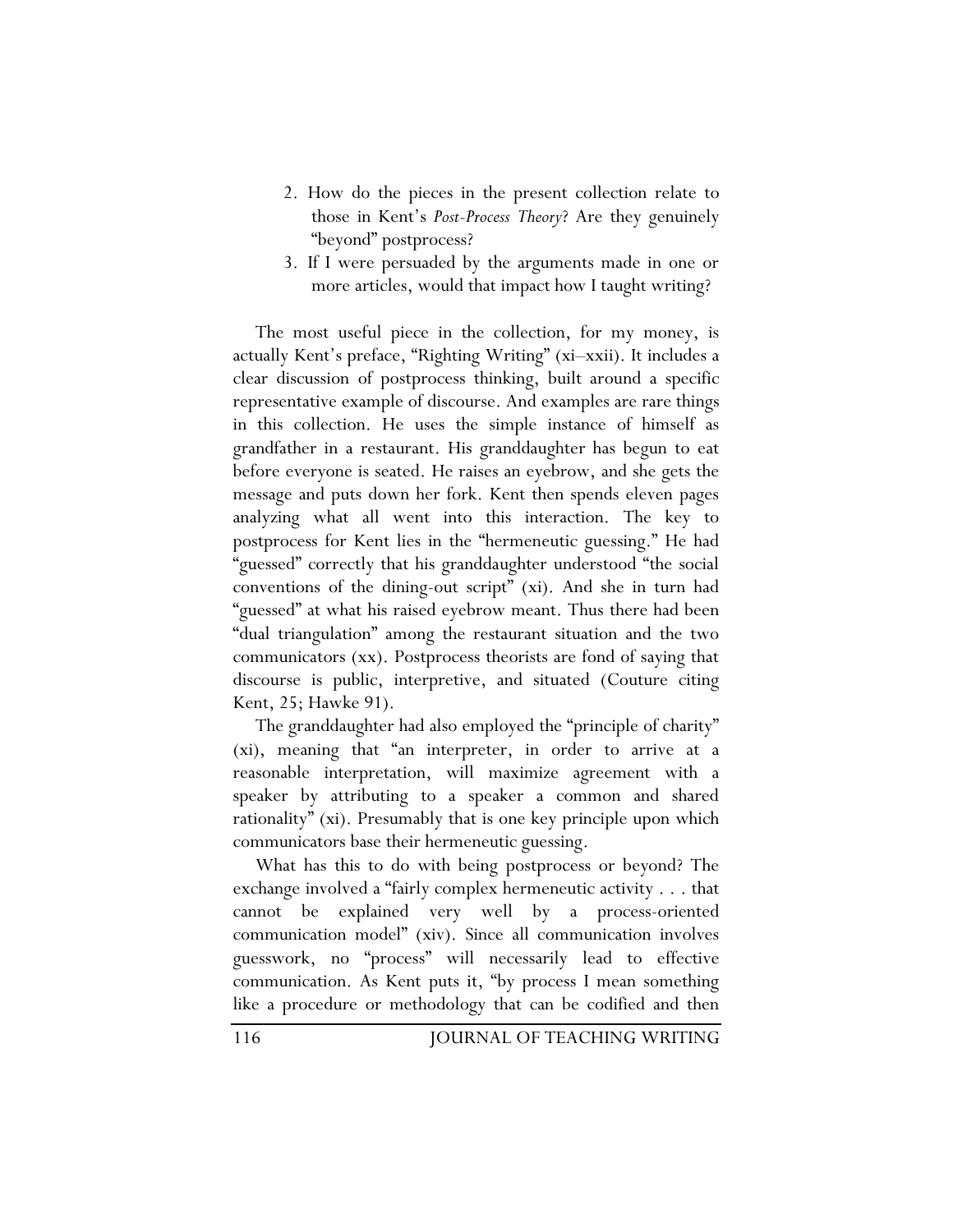2. How do the pieces in the present collection relate to those in Kent's *Post-Process Theory*? Are they genuinely "beyond" postprocess?
3. If I were persuaded by the arguments made in one or more articles, would that impact how I taught writing?

The most useful piece in the collection, for my money, is actually Kent's preface, "Righting Writing" (xi–xxii). It includes a clear discussion of postprocess thinking, built around a specific representative example of discourse. And examples are rare things in this collection. He uses the simple instance of himself as grandfather in a restaurant. His granddaughter has begun to eat before everyone is seated. He raises an eyebrow, and she gets the message and puts down her fork. Kent then spends eleven pages analyzing what all went into this interaction. The key to postprocess for Kent lies in the "hermeneutic guessing." He had "guessed" correctly that his granddaughter understood "the social conventions of the dining-out script" (xi). And she in turn had "guessed" at what his raised eyebrow meant. Thus there had been "dual triangulation" among the restaurant situation and the two communicators (xx). Postprocess theorists are fond of saying that discourse is public, interpretive, and situated (Couture citing Kent, 25; Hawke 91).

The granddaughter had also employed the "principle of charity" (xi), meaning that "an interpreter, in order to arrive at a reasonable interpretation, will maximize agreement with a speaker by attributing to a speaker a common and shared rationality" (xi). Presumably that is one key principle upon which communicators base their hermeneutic guessing.

What has this to do with being postprocess or beyond? The exchange involved a "fairly complex hermeneutic activity . . . that cannot be explained very well by a process-oriented communication model" (xiv). Since all communication involves guesswork, no "process" will necessarily lead to effective communication. As Kent puts it, "by process I mean something like a procedure or methodology that can be codified and then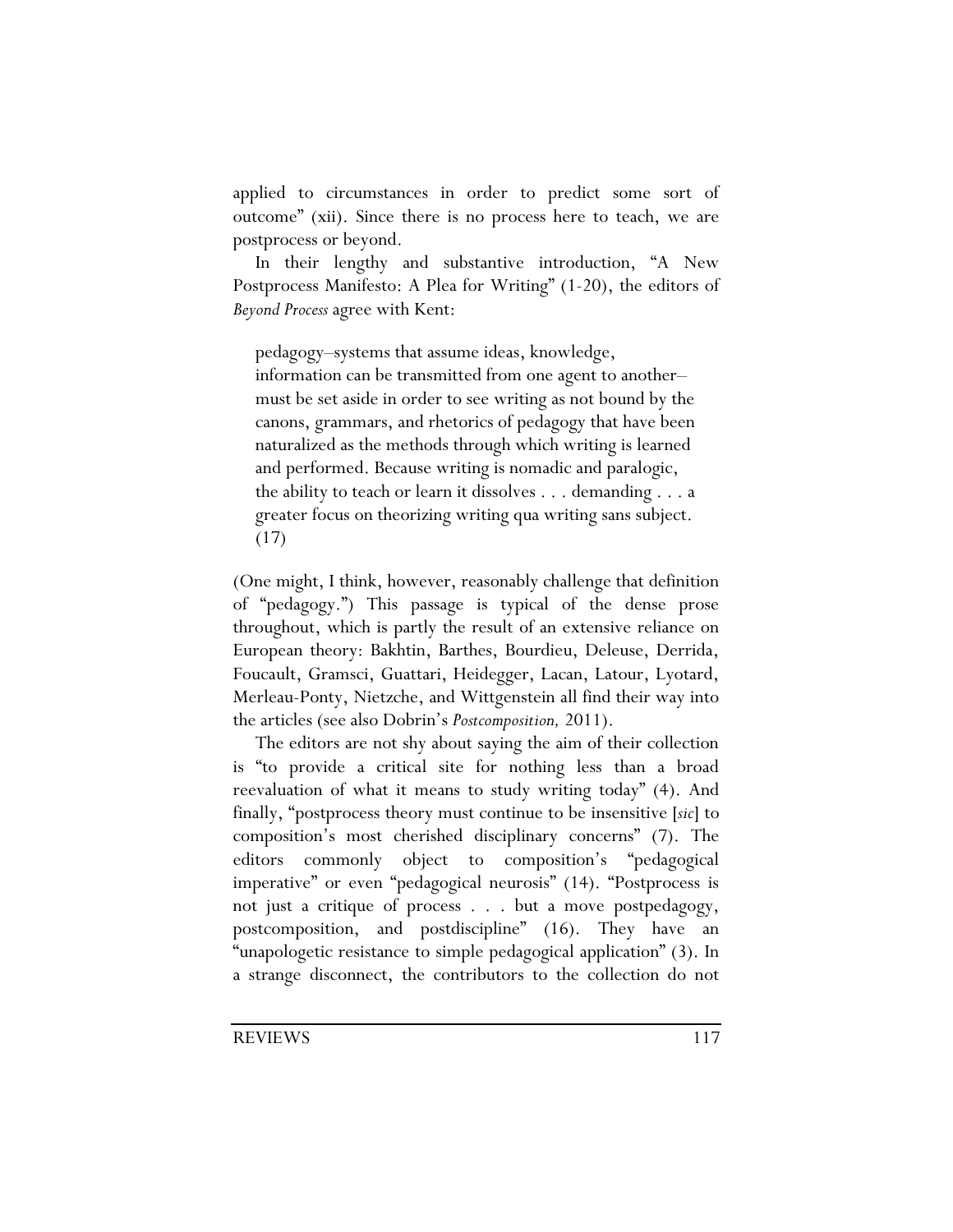applied to circumstances in order to predict some sort of outcome" (xii). Since there is no process here to teach, we are postprocess or beyond.

In their lengthy and substantive introduction, "A New Postprocess Manifesto: A Plea for Writing" (1-20), the editors of *Beyond Process* agree with Kent:

> pedagogy–systems that assume ideas, knowledge, information can be transmitted from one agent to another–must be set aside in order to see writing as not bound by the canons, grammars, and rhetorics of pedagogy that have been naturalized as the methods through which writing is learned and performed. Because writing is nomadic and paralogic, the ability to teach or learn it dissolves . . . demanding . . . a greater focus on theorizing writing qua writing sans subject. (17)

(One might, I think, however, reasonably challenge that definition of "pedagogy.") This passage is typical of the dense prose throughout, which is partly the result of an extensive reliance on European theory: Bakhtin, Barthes, Bourdieu, Deleuse, Derrida, Foucault, Gramsci, Guattari, Heidegger, Lacan, Latour, Lyotard, Merleau-Ponty, Nietzche, and Wittgenstein all find their way into the articles (see also Dobrin's *Postcomposition,* 2011).

The editors are not shy about saying the aim of their collection is "to provide a critical site for nothing less than a broad reevaluation of what it means to study writing today" (4). And finally, "postprocess theory must continue to be insensitive [*sic*] to composition's most cherished disciplinary concerns" (7). The editors commonly object to composition's "pedagogical imperative" or even "pedagogical neurosis" (14). "Postprocess is not just a critique of process . . . but a move postpedagogy, postcomposition, and postdiscipline" (16). They have an "unapologetic resistance to simple pedagogical application" (3). In a strange disconnect, the contributors to the collection do not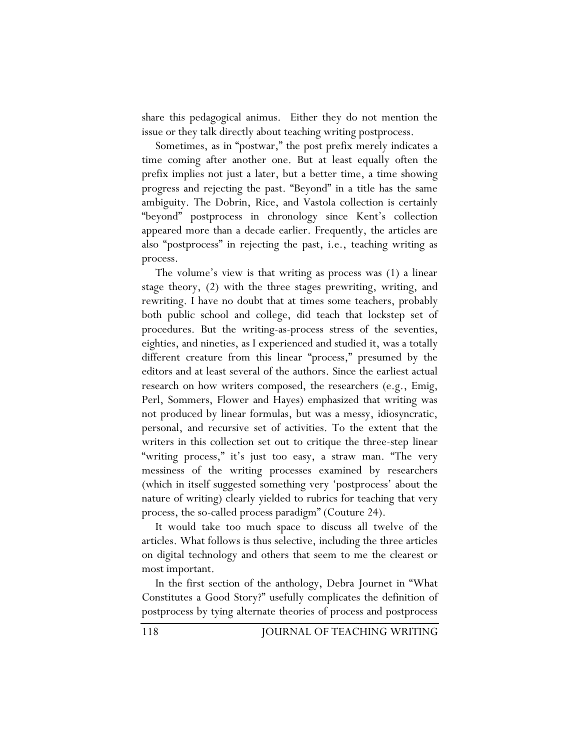share this pedagogical animus. Either they do not mention the issue or they talk directly about teaching writing postprocess.

Sometimes, as in "postwar," the post prefix merely indicates a time coming after another one. But at least equally often the prefix implies not just a later, but a better time, a time showing progress and rejecting the past. "Beyond" in a title has the same ambiguity. The Dobrin, Rice, and Vastola collection is certainly "beyond" postprocess in chronology since Kent's collection appeared more than a decade earlier. Frequently, the articles are also "postprocess" in rejecting the past, i.e., teaching writing as process.

The volume's view is that writing as process was (1) a linear stage theory, (2) with the three stages prewriting, writing, and rewriting. I have no doubt that at times some teachers, probably both public school and college, did teach that lockstep set of procedures. But the writing-as-process stress of the seventies, eighties, and nineties, as I experienced and studied it, was a totally different creature from this linear "process," presumed by the editors and at least several of the authors. Since the earliest actual research on how writers composed, the researchers (e.g., Emig, Perl, Sommers, Flower and Hayes) emphasized that writing was not produced by linear formulas, but was a messy, idiosyncratic, personal, and recursive set of activities. To the extent that the writers in this collection set out to critique the three-step linear "writing process," it's just too easy, a straw man. "The very messiness of the writing processes examined by researchers (which in itself suggested something very 'postprocess' about the nature of writing) clearly yielded to rubrics for teaching that very process, the so-called process paradigm" (Couture 24).

It would take too much space to discuss all twelve of the articles. What follows is thus selective, including the three articles on digital technology and others that seem to me the clearest or most important.

In the first section of the anthology, Debra Journet in "What Constitutes a Good Story?" usefully complicates the definition of postprocess by tying alternate theories of process and postprocess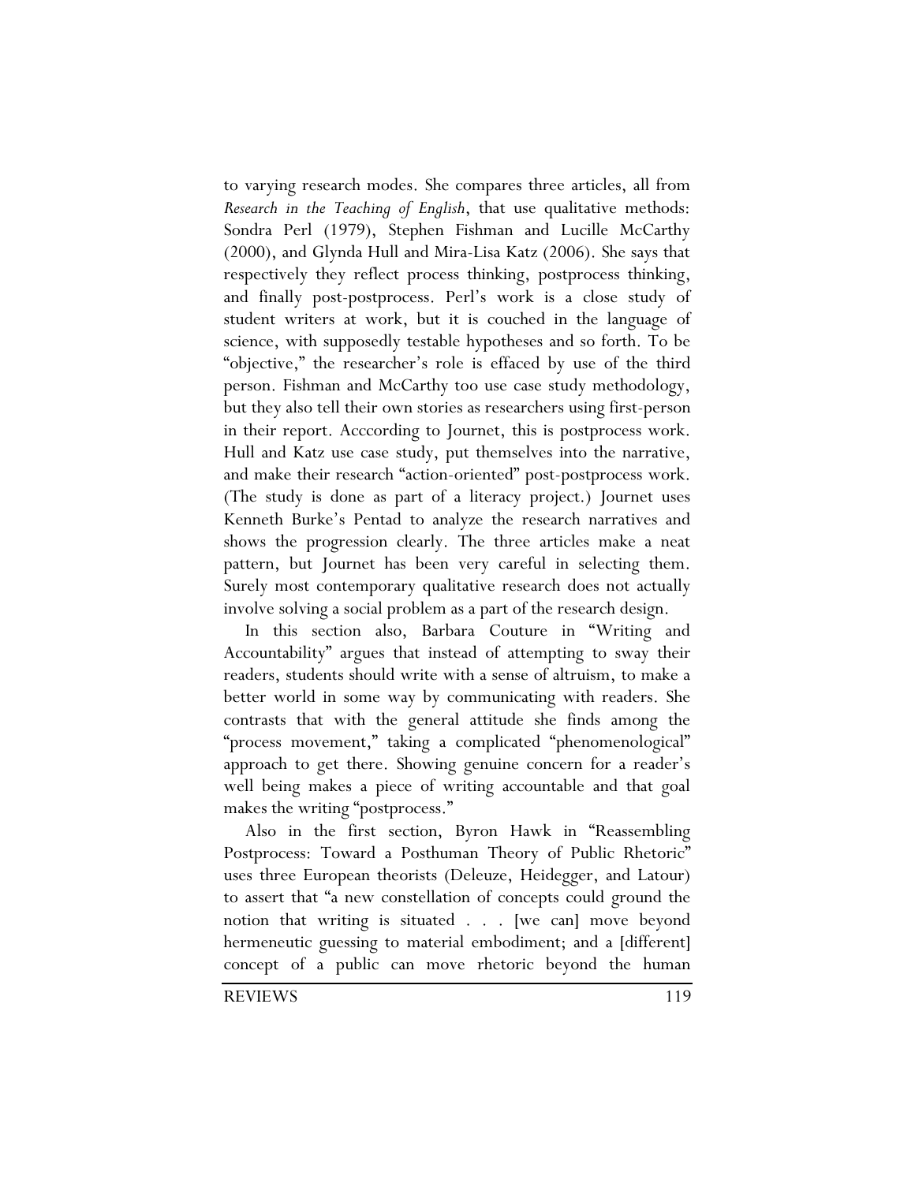to varying research modes. She compares three articles, all from *Research in the Teaching of English*, that use qualitative methods: Sondra Perl (1979), Stephen Fishman and Lucille McCarthy (2000), and Glynda Hull and Mira-Lisa Katz (2006). She says that respectively they reflect process thinking, postprocess thinking, and finally post-postprocess. Perl's work is a close study of student writers at work, but it is couched in the language of science, with supposedly testable hypotheses and so forth. To be "objective," the researcher's role is effaced by use of the third person. Fishman and McCarthy too use case study methodology, but they also tell their own stories as researchers using first-person in their report. Acccording to Journet, this is postprocess work. Hull and Katz use case study, put themselves into the narrative, and make their research "action-oriented" post-postprocess work. (The study is done as part of a literacy project.) Journet uses Kenneth Burke's Pentad to analyze the research narratives and shows the progression clearly. The three articles make a neat pattern, but Journet has been very careful in selecting them. Surely most contemporary qualitative research does not actually involve solving a social problem as a part of the research design.

In this section also, Barbara Couture in "Writing and Accountability" argues that instead of attempting to sway their readers, students should write with a sense of altruism, to make a better world in some way by communicating with readers. She contrasts that with the general attitude she finds among the "process movement," taking a complicated "phenomenological" approach to get there. Showing genuine concern for a reader's well being makes a piece of writing accountable and that goal makes the writing "postprocess."

Also in the first section, Byron Hawk in "Reassembling Postprocess: Toward a Posthuman Theory of Public Rhetoric" uses three European theorists (Deleuze, Heidegger, and Latour) to assert that "a new constellation of concepts could ground the notion that writing is situated . . . [we can] move beyond hermeneutic guessing to material embodiment; and a [different] concept of a public can move rhetoric beyond the human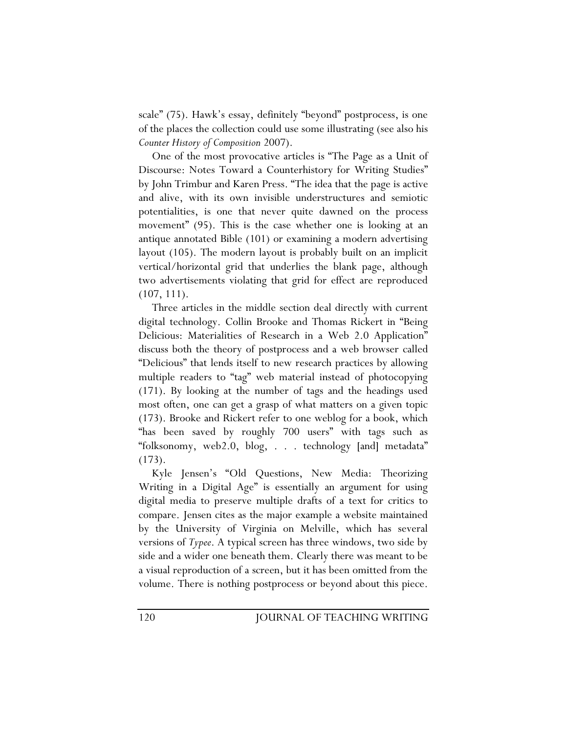scale" (75). Hawk's essay, definitely "beyond" postprocess, is one of the places the collection could use some illustrating (see also his *Counter History of Composition* 2007).

One of the most provocative articles is "The Page as a Unit of Discourse: Notes Toward a Counterhistory for Writing Studies" by John Trimbur and Karen Press. "The idea that the page is active and alive, with its own invisible understructures and semiotic potentialities, is one that never quite dawned on the process movement" (95). This is the case whether one is looking at an antique annotated Bible (101) or examining a modern advertising layout (105). The modern layout is probably built on an implicit vertical/horizontal grid that underlies the blank page, although two advertisements violating that grid for effect are reproduced (107, 111).

Three articles in the middle section deal directly with current digital technology. Collin Brooke and Thomas Rickert in "Being Delicious: Materialities of Research in a Web 2.0 Application" discuss both the theory of postprocess and a web browser called "Delicious" that lends itself to new research practices by allowing multiple readers to "tag" web material instead of photocopying (171). By looking at the number of tags and the headings used most often, one can get a grasp of what matters on a given topic (173). Brooke and Rickert refer to one weblog for a book, which "has been saved by roughly 700 users" with tags such as "folksonomy, web2.0, blog, . . . technology [and] metadata" (173).

Kyle Jensen's "Old Questions, New Media: Theorizing Writing in a Digital Age" is essentially an argument for using digital media to preserve multiple drafts of a text for critics to compare. Jensen cites as the major example a website maintained by the University of Virginia on Melville, which has several versions of *Typee*. A typical screen has three windows, two side by side and a wider one beneath them. Clearly there was meant to be a visual reproduction of a screen, but it has been omitted from the volume. There is nothing postprocess or beyond about this piece.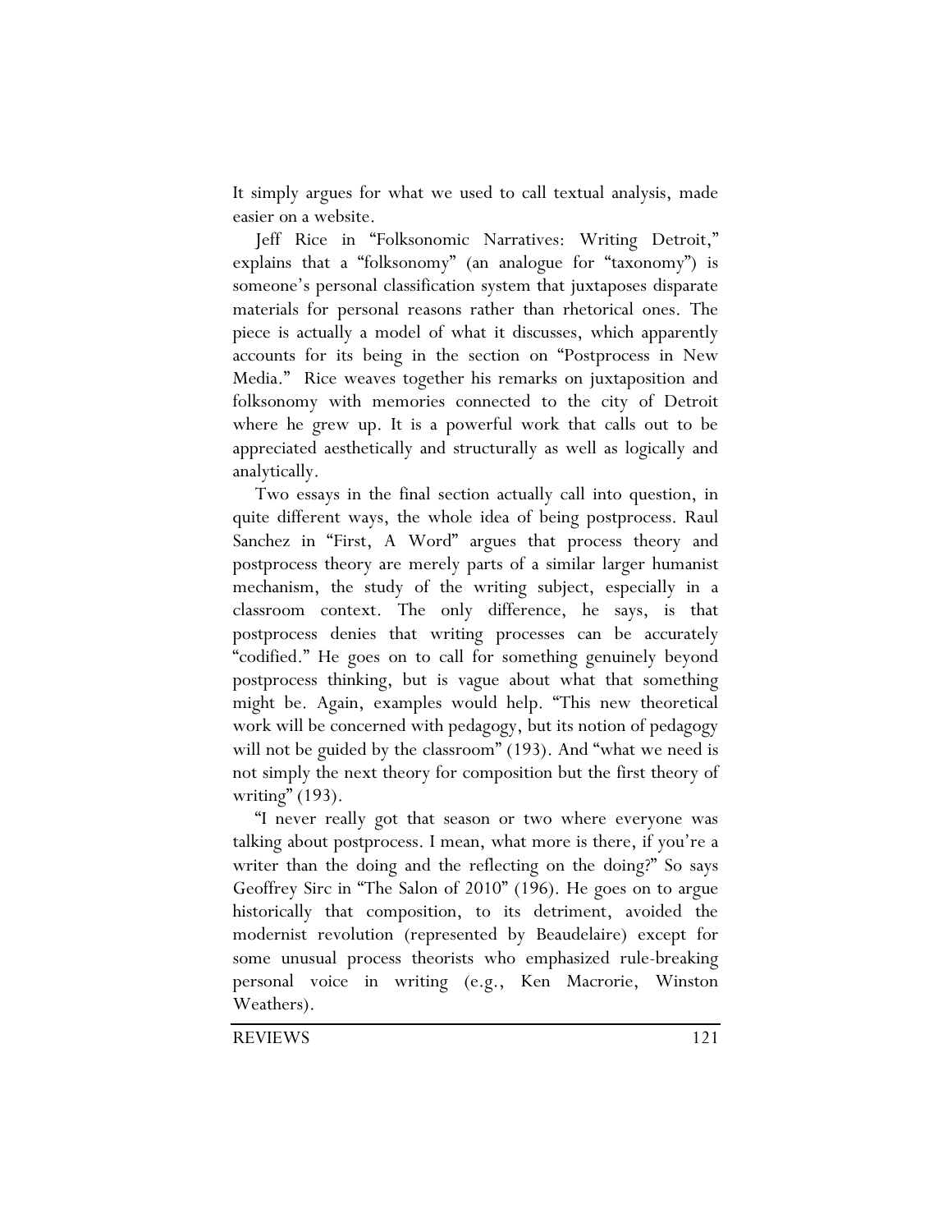It simply argues for what we used to call textual analysis, made easier on a website.

Jeff Rice in "Folksonomic Narratives: Writing Detroit," explains that a "folksonomy" (an analogue for "taxonomy") is someone's personal classification system that juxtaposes disparate materials for personal reasons rather than rhetorical ones. The piece is actually a model of what it discusses, which apparently accounts for its being in the section on "Postprocess in New Media." Rice weaves together his remarks on juxtaposition and folksonomy with memories connected to the city of Detroit where he grew up. It is a powerful work that calls out to be appreciated aesthetically and structurally as well as logically and analytically.

Two essays in the final section actually call into question, in quite different ways, the whole idea of being postprocess. Raul Sanchez in "First, A Word" argues that process theory and postprocess theory are merely parts of a similar larger humanist mechanism, the study of the writing subject, especially in a classroom context. The only difference, he says, is that postprocess denies that writing processes can be accurately "codified." He goes on to call for something genuinely beyond postprocess thinking, but is vague about what that something might be. Again, examples would help. "This new theoretical work will be concerned with pedagogy, but its notion of pedagogy will not be guided by the classroom" (193). And "what we need is not simply the next theory for composition but the first theory of writing" (193).

"I never really got that season or two where everyone was talking about postprocess. I mean, what more is there, if you're a writer than the doing and the reflecting on the doing?" So says Geoffrey Sirc in "The Salon of 2010" (196). He goes on to argue historically that composition, to its detriment, avoided the modernist revolution (represented by Beaudelaire) except for some unusual process theorists who emphasized rule-breaking personal voice in writing (e.g., Ken Macrorie, Winston Weathers).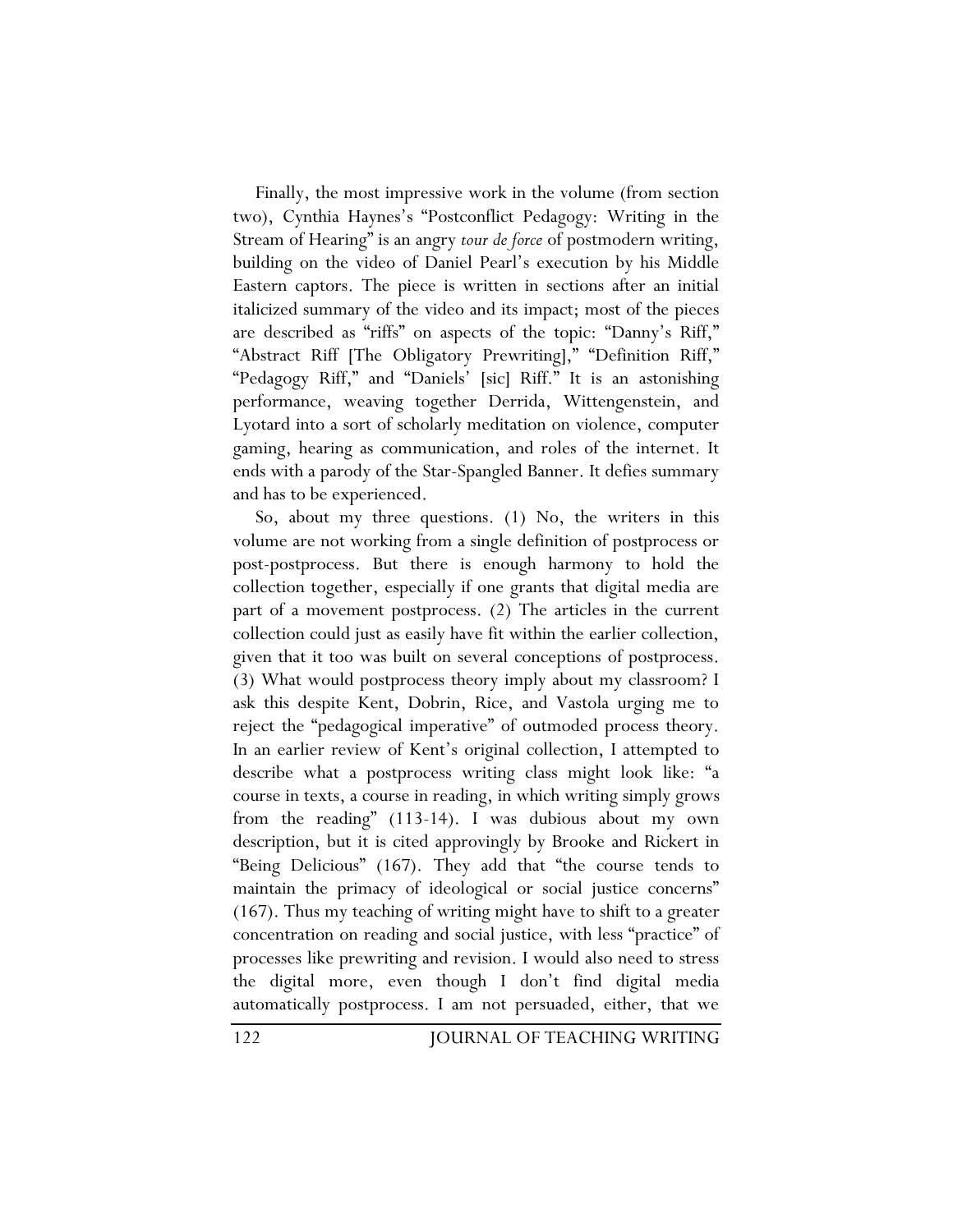Finally, the most impressive work in the volume (from section two), Cynthia Haynes's "Postconflict Pedagogy: Writing in the Stream of Hearing" is an angry *tour de force* of postmodern writing, building on the video of Daniel Pearl's execution by his Middle Eastern captors. The piece is written in sections after an initial italicized summary of the video and its impact; most of the pieces are described as "riffs" on aspects of the topic: "Danny's Riff," "Abstract Riff [The Obligatory Prewriting]," "Definition Riff," "Pedagogy Riff," and "Daniels' [sic] Riff." It is an astonishing performance, weaving together Derrida, Wittengenstein, and Lyotard into a sort of scholarly meditation on violence, computer gaming, hearing as communication, and roles of the internet. It ends with a parody of the Star-Spangled Banner. It defies summary and has to be experienced.

So, about my three questions. (1) No, the writers in this volume are not working from a single definition of postprocess or post-postprocess. But there is enough harmony to hold the collection together, especially if one grants that digital media are part of a movement postprocess. (2) The articles in the current collection could just as easily have fit within the earlier collection, given that it too was built on several conceptions of postprocess. (3) What would postprocess theory imply about my classroom? I ask this despite Kent, Dobrin, Rice, and Vastola urging me to reject the "pedagogical imperative" of outmoded process theory. In an earlier review of Kent's original collection, I attempted to describe what a postprocess writing class might look like: "a course in texts, a course in reading, in which writing simply grows from the reading" (113-14). I was dubious about my own description, but it is cited approvingly by Brooke and Rickert in "Being Delicious" (167). They add that "the course tends to maintain the primacy of ideological or social justice concerns" (167). Thus my teaching of writing might have to shift to a greater concentration on reading and social justice, with less "practice" of processes like prewriting and revision. I would also need to stress the digital more, even though I don't find digital media automatically postprocess. I am not persuaded, either, that we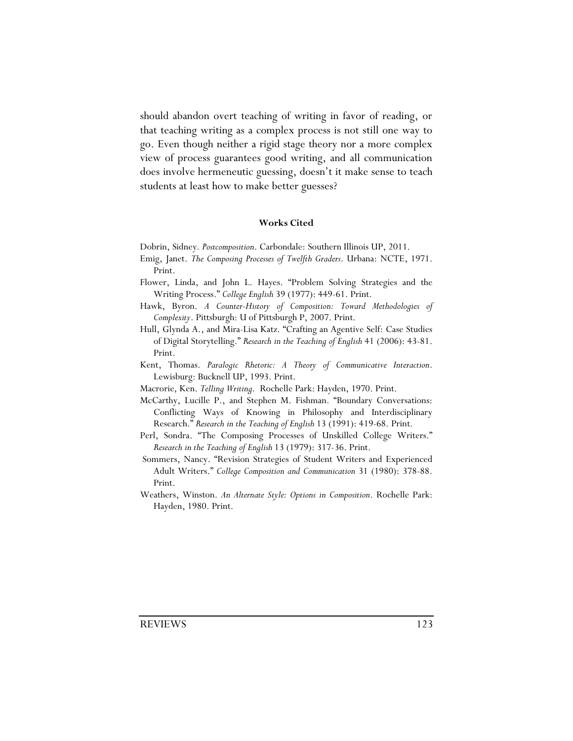should abandon overt teaching of writing in favor of reading, or that teaching writing as a complex process is not still one way to go. Even though neither a rigid stage theory nor a more complex view of process guarantees good writing, and all communication does involve hermeneutic guessing, doesn't it make sense to teach students at least how to make better guesses?

### Works Cited

Dobrin, Sidney. *Postcomposition*. Carbondale: Southern Illinois UP, 2011.

Emig, Janet. *The Composing Processes of Twelfth Graders*. Urbana: NCTE, 1971. Print.

Flower, Linda, and John L. Hayes. "Problem Solving Strategies and the Writing Process." *College English* 39 (1977): 449-61. Print.

Hawk, Byron. *A Counter-History of Composition: Toward Methodologies of Complexity*. Pittsburgh: U of Pittsburgh P, 2007. Print.

Hull, Glynda A., and Mira-Lisa Katz. "Crafting an Agentive Self: Case Studies of Digital Storytelling." *Research in the Teaching of English* 41 (2006): 43-81. Print.

Kent, Thomas. *Paralogic Rhetoric: A Theory of Communicative Interaction*. Lewisburg: Bucknell UP, 1993. Print.

Macrorie, Ken. *Telling Writing*. Rochelle Park: Hayden, 1970. Print.

McCarthy, Lucille P., and Stephen M. Fishman. "Boundary Conversations: Conflicting Ways of Knowing in Philosophy and Interdisciplinary Research." *Research in the Teaching of English* 13 (1991): 419-68. Print.

Perl, Sondra. "The Composing Processes of Unskilled College Writers." *Research in the Teaching of English* 13 (1979): 317-36. Print.

Sommers, Nancy. "Revision Strategies of Student Writers and Experienced Adult Writers." *College Composition and Communication* 31 (1980): 378-88. Print.

Weathers, Winston. *An Alternate Style: Options in Composition*. Rochelle Park: Hayden, 1980. Print.